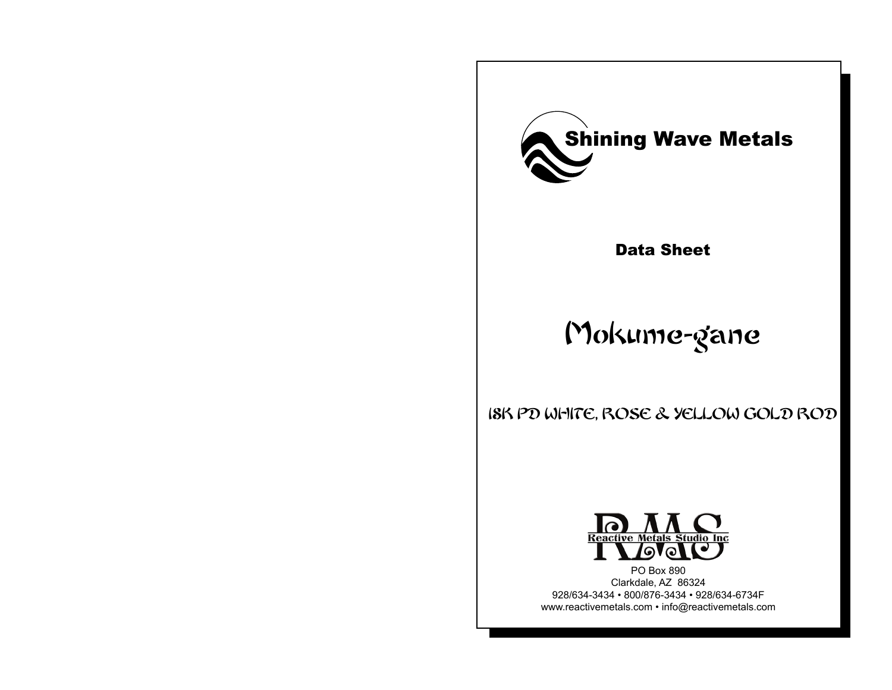# Shining Wave Metals

## Data Sheet

# Mokume-gane

## 18K PD WHITE, ROSE & YELLOW GOLD ROD

RMS
Reactive Metals Studio Inc

PO Box 890
Clarkdale, AZ 86324
928/634-3434 • 800/876-3434 • 928/634-6734F
www.reactivemetals.com • info@reactivemetals.com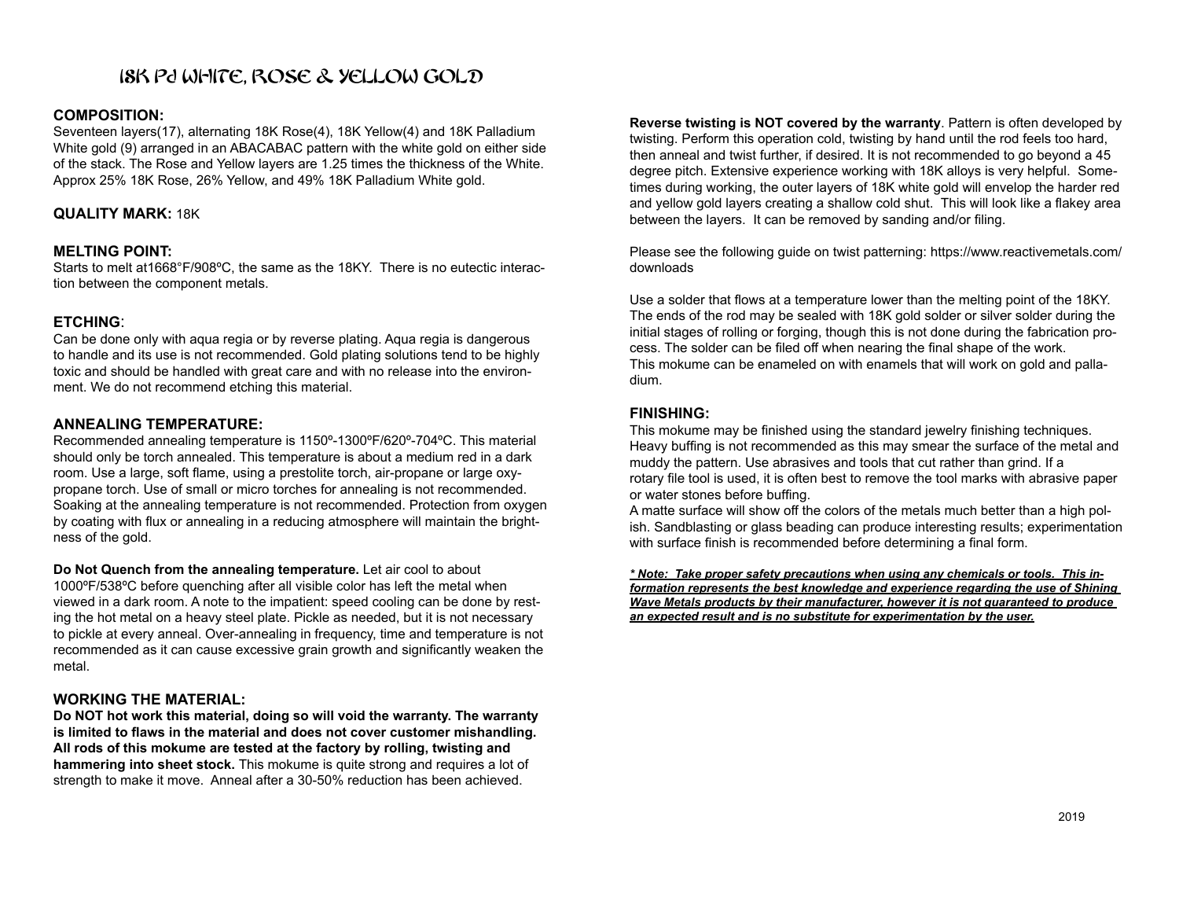# 18K Pd WHITE, ROSE & YELLOW GOLD

### COMPOSITION:

Seventeen layers(17), alternating 18K Rose(4), 18K Yellow(4) and 18K Palladium White gold (9) arranged in an ABACABAC pattern with the white gold on either side of the stack. The Rose and Yellow layers are 1.25 times the thickness of the White. Approx 25% 18K Rose, 26% Yellow, and 49% 18K Palladium White gold.

### QUALITY MARK: 18K

### MELTING POINT:

Starts to melt at1668°F/908ºC, the same as the 18KY. There is no eutectic interaction between the component metals.

### ETCHING:

Can be done only with aqua regia or by reverse plating. Aqua regia is dangerous to handle and its use is not recommended. Gold plating solutions tend to be highly toxic and should be handled with great care and with no release into the environment. We do not recommend etching this material.

### ANNEALING TEMPERATURE:

Recommended annealing temperature is 1150º-1300ºF/620º-704ºC. This material should only be torch annealed. This temperature is about a medium red in a dark room. Use a large, soft flame, using a prestolite torch, air-propane or large oxy-propane torch. Use of small or micro torches for annealing is not recommended. Soaking at the annealing temperature is not recommended. Protection from oxygen by coating with flux or annealing in a reducing atmosphere will maintain the brightness of the gold.

**Do Not Quench from the annealing temperature.** Let air cool to about 1000ºF/538ºC before quenching after all visible color has left the metal when viewed in a dark room. A note to the impatient: speed cooling can be done by resting the hot metal on a heavy steel plate. Pickle as needed, but it is not necessary to pickle at every anneal. Over-annealing in frequency, time and temperature is not recommended as it can cause excessive grain growth and significantly weaken the metal.

### WORKING THE MATERIAL:

**Do NOT hot work this material, doing so will void the warranty. The warranty is limited to flaws in the material and does not cover customer mishandling. All rods of this mokume are tested at the factory by rolling, twisting and hammering into sheet stock.** This mokume is quite strong and requires a lot of strength to make it move. Anneal after a 30-50% reduction has been achieved.

**Reverse twisting is NOT covered by the warranty**. Pattern is often developed by twisting. Perform this operation cold, twisting by hand until the rod feels too hard, then anneal and twist further, if desired. It is not recommended to go beyond a 45 degree pitch. Extensive experience working with 18K alloys is very helpful. Sometimes during working, the outer layers of 18K white gold will envelop the harder red and yellow gold layers creating a shallow cold shut. This will look like a flakey area between the layers. It can be removed by sanding and/or filing.

Please see the following guide on twist patterning: https://www.reactivemetals.com/downloads

Use a solder that flows at a temperature lower than the melting point of the 18KY. The ends of the rod may be sealed with 18K gold solder or silver solder during the initial stages of rolling or forging, though this is not done during the fabrication process. The solder can be filed off when nearing the final shape of the work.
This mokume can be enameled on with enamels that will work on gold and palladium.

### FINISHING:

This mokume may be finished using the standard jewelry finishing techniques. Heavy buffing is not recommended as this may smear the surface of the metal and muddy the pattern. Use abrasives and tools that cut rather than grind. If a rotary file tool is used, it is often best to remove the tool marks with abrasive paper or water stones before buffing.
A matte surface will show off the colors of the metals much better than a high polish. Sandblasting or glass beading can produce interesting results; experimentation with surface finish is recommended before determining a final form.

***\* Note: Take proper safety precautions when using any chemicals or tools. This information represents the best knowledge and experience regarding the use of Shining Wave Metals products by their manufacturer, however it is not guaranteed to produce an expected result and is no substitute for experimentation by the user.***

2019